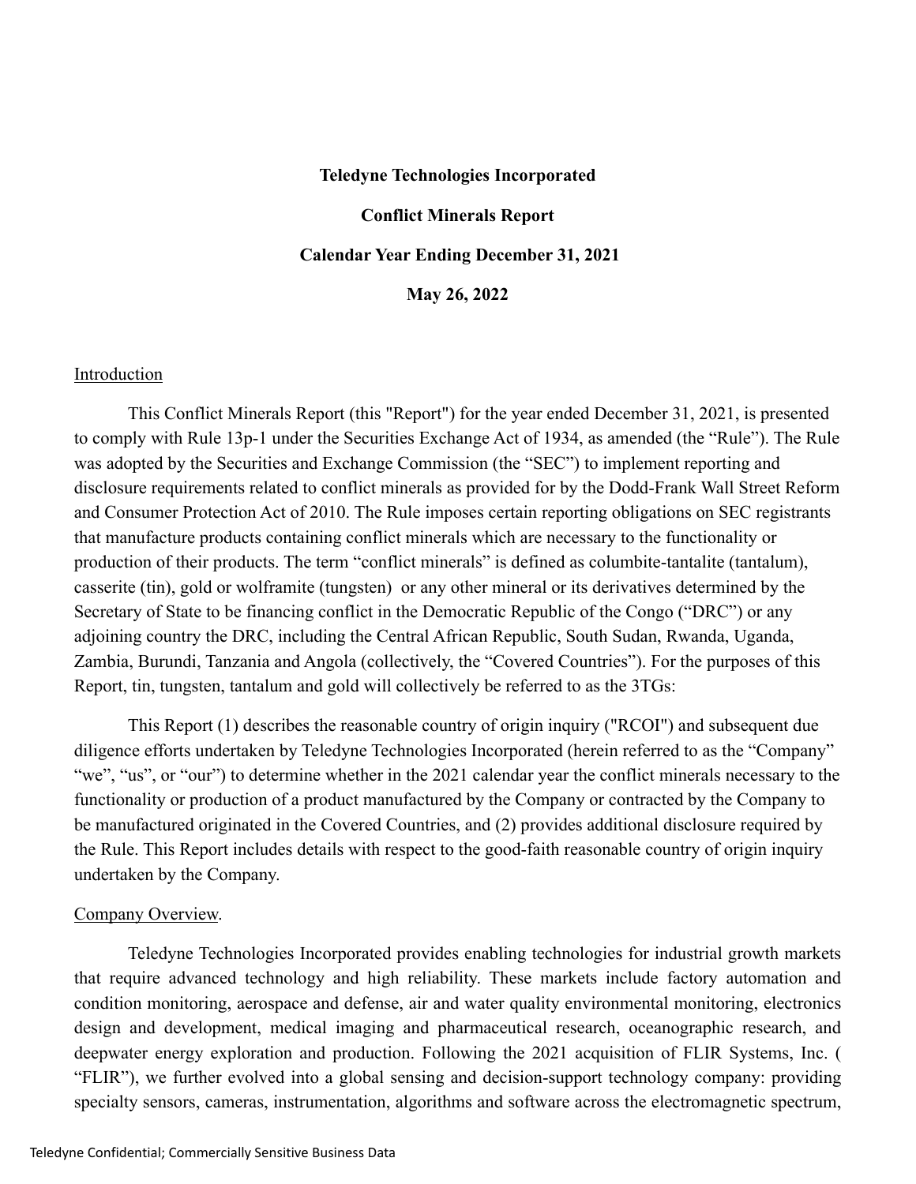**Teledyne Technologies Incorporated**

**Conflict Minerals Report**

**Calendar Year Ending December 31, 2021**

**May 26, 2022**

## Introduction

This Conflict Minerals Report (this "Report") for the year ended December 31, 2021, is presented to comply with Rule 13p-1 under the Securities Exchange Act of 1934, as amended (the "Rule"). The Rule was adopted by the Securities and Exchange Commission (the "SEC") to implement reporting and disclosure requirements related to conflict minerals as provided for by the Dodd-Frank Wall Street Reform and Consumer Protection Act of 2010. The Rule imposes certain reporting obligations on SEC registrants that manufacture products containing conflict minerals which are necessary to the functionality or production of their products. The term "conflict minerals" is defined as columbite-tantalite (tantalum), casserite (tin), gold or wolframite (tungsten) or any other mineral or its derivatives determined by the Secretary of State to be financing conflict in the Democratic Republic of the Congo ("DRC") or any adjoining country the DRC, including the Central African Republic, South Sudan, Rwanda, Uganda, Zambia, Burundi, Tanzania and Angola (collectively, the "Covered Countries"). For the purposes of this Report, tin, tungsten, tantalum and gold will collectively be referred to as the 3TGs:

This Report (1) describes the reasonable country of origin inquiry ("RCOI") and subsequent due diligence efforts undertaken by Teledyne Technologies Incorporated (herein referred to as the "Company" "we", "us", or "our") to determine whether in the 2021 calendar year the conflict minerals necessary to the functionality or production of a product manufactured by the Company or contracted by the Company to be manufactured originated in the Covered Countries, and (2) provides additional disclosure required by the Rule. This Report includes details with respect to the good-faith reasonable country of origin inquiry undertaken by the Company.

## Company Overview.

Teledyne Technologies Incorporated provides enabling technologies for industrial growth markets that require advanced technology and high reliability. These markets include factory automation and condition monitoring, aerospace and defense, air and water quality environmental monitoring, electronics design and development, medical imaging and pharmaceutical research, oceanographic research, and deepwater energy exploration and production. Following the 2021 acquisition of FLIR Systems, Inc. ( "FLIR"), we further evolved into a global sensing and decision-support technology company: providing specialty sensors, cameras, instrumentation, algorithms and software across the electromagnetic spectrum,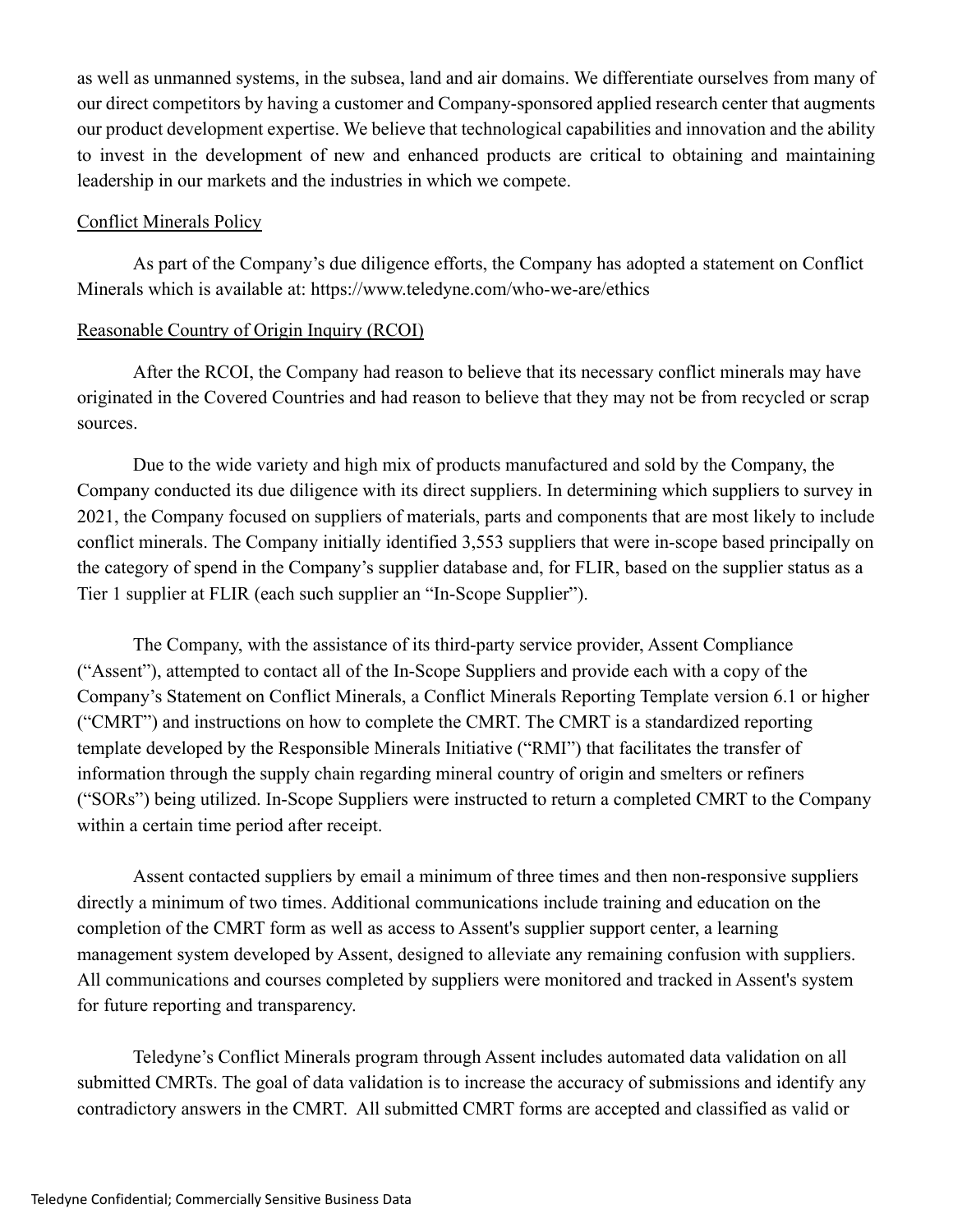as well as unmanned systems, in the subsea, land and air domains. We differentiate ourselves from many of our direct competitors by having a customer and Company-sponsored applied research center that augments our product development expertise. We believe that technological capabilities and innovation and the ability to invest in the development of new and enhanced products are critical to obtaining and maintaining leadership in our markets and the industries in which we compete.

Conflict Minerals Policy

As part of the Company's due diligence efforts, the Company has adopted a statement on Conflict Minerals which is available at: https://www.teledyne.com/who-we-are/ethics

Reasonable Country of Origin Inquiry (RCOI)

After the RCOI, the Company had reason to believe that its necessary conflict minerals may have originated in the Covered Countries and had reason to believe that they may not be from recycled or scrap sources.

Due to the wide variety and high mix of products manufactured and sold by the Company, the Company conducted its due diligence with its direct suppliers. In determining which suppliers to survey in 2021, the Company focused on suppliers of materials, parts and components that are most likely to include conflict minerals. The Company initially identified 3,553 suppliers that were in-scope based principally on the category of spend in the Company's supplier database and, for FLIR, based on the supplier status as a Tier 1 supplier at FLIR (each such supplier an "In-Scope Supplier").

The Company, with the assistance of its third-party service provider, Assent Compliance ("Assent"), attempted to contact all of the In-Scope Suppliers and provide each with a copy of the Company's Statement on Conflict Minerals, a Conflict Minerals Reporting Template version 6.1 or higher ("CMRT") and instructions on how to complete the CMRT. The CMRT is a standardized reporting template developed by the Responsible Minerals Initiative ("RMI") that facilitates the transfer of information through the supply chain regarding mineral country of origin and smelters or refiners ("SORs") being utilized. In-Scope Suppliers were instructed to return a completed CMRT to the Company within a certain time period after receipt.

Assent contacted suppliers by email a minimum of three times and then non-responsive suppliers directly a minimum of two times. Additional communications include training and education on the completion of the CMRT form as well as access to Assent's supplier support center, a learning management system developed by Assent, designed to alleviate any remaining confusion with suppliers. All communications and courses completed by suppliers were monitored and tracked in Assent's system for future reporting and transparency.

Teledyne's Conflict Minerals program through Assent includes automated data validation on all submitted CMRTs. The goal of data validation is to increase the accuracy of submissions and identify any contradictory answers in the CMRT. All submitted CMRT forms are accepted and classified as valid or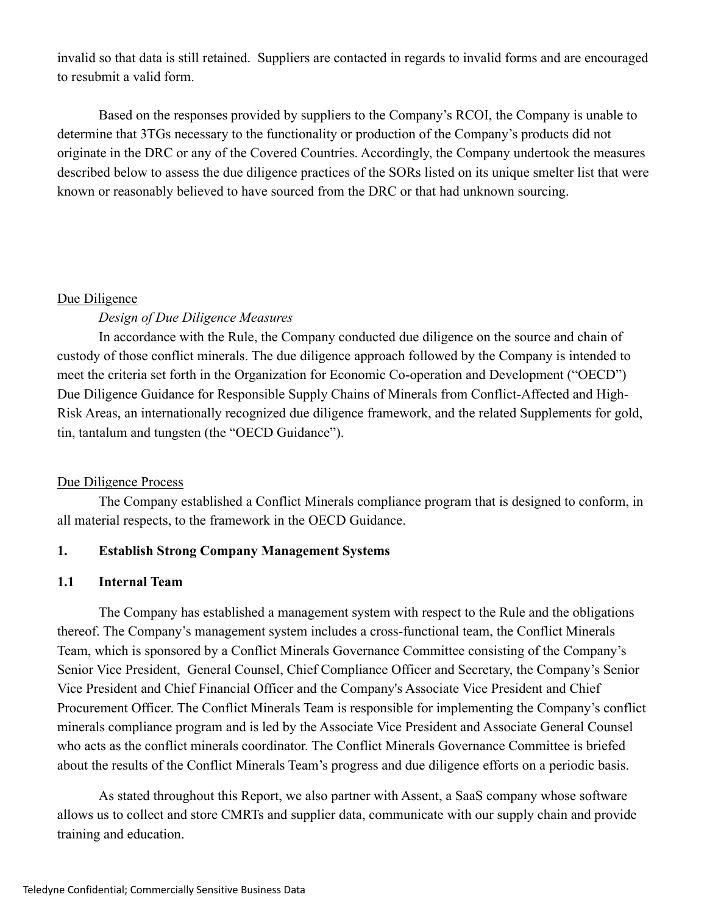invalid so that data is still retained. Suppliers are contacted in regards to invalid forms and are encouraged to resubmit a valid form.

Based on the responses provided by suppliers to the Company's RCOI, the Company is unable to determine that 3TGs necessary to the functionality or production of the Company's products did not originate in the DRC or any of the Covered Countries. Accordingly, the Company undertook the measures described below to assess the due diligence practices of the SORs listed on its unique smelter list that were known or reasonably believed to have sourced from the DRC or that had unknown sourcing.

Due Diligence

*Design of Due Diligence Measures*

In accordance with the Rule, the Company conducted due diligence on the source and chain of custody of those conflict minerals. The due diligence approach followed by the Company is intended to meet the criteria set forth in the Organization for Economic Co-operation and Development ("OECD") Due Diligence Guidance for Responsible Supply Chains of Minerals from Conflict-Affected and High-Risk Areas, an internationally recognized due diligence framework, and the related Supplements for gold, tin, tantalum and tungsten (the "OECD Guidance").

Due Diligence Process

The Company established a Conflict Minerals compliance program that is designed to conform, in all material respects, to the framework in the OECD Guidance.

**1. Establish Strong Company Management Systems**

**1.1 Internal Team**

The Company has established a management system with respect to the Rule and the obligations thereof. The Company's management system includes a cross-functional team, the Conflict Minerals Team, which is sponsored by a Conflict Minerals Governance Committee consisting of the Company's Senior Vice President, General Counsel, Chief Compliance Officer and Secretary, the Company's Senior Vice President and Chief Financial Officer and the Company's Associate Vice President and Chief Procurement Officer. The Conflict Minerals Team is responsible for implementing the Company's conflict minerals compliance program and is led by the Associate Vice President and Associate General Counsel who acts as the conflict minerals coordinator. The Conflict Minerals Governance Committee is briefed about the results of the Conflict Minerals Team's progress and due diligence efforts on a periodic basis.

As stated throughout this Report, we also partner with Assent, a SaaS company whose software allows us to collect and store CMRTs and supplier data, communicate with our supply chain and provide training and education.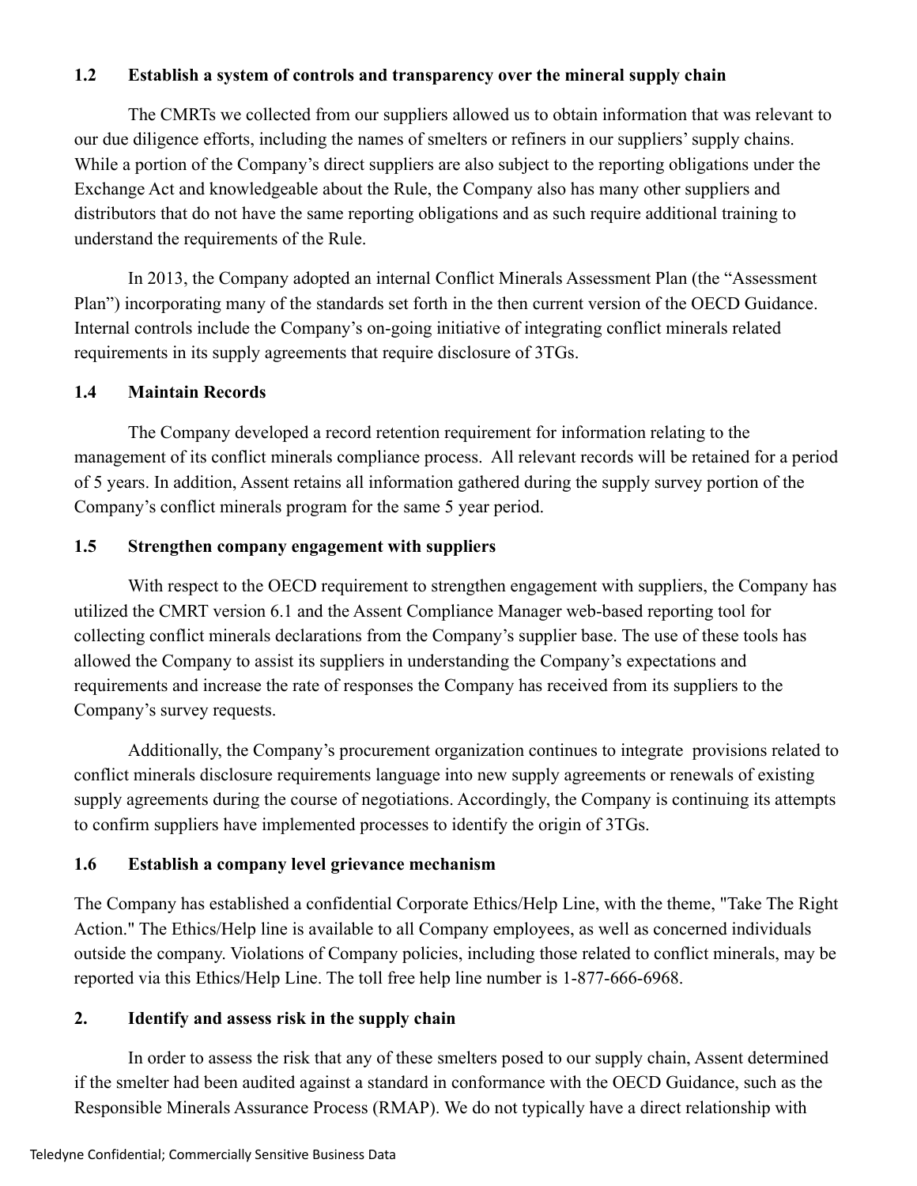### 1.2 Establish a system of controls and transparency over the mineral supply chain

The CMRTs we collected from our suppliers allowed us to obtain information that was relevant to our due diligence efforts, including the names of smelters or refiners in our suppliers' supply chains. While a portion of the Company's direct suppliers are also subject to the reporting obligations under the Exchange Act and knowledgeable about the Rule, the Company also has many other suppliers and distributors that do not have the same reporting obligations and as such require additional training to understand the requirements of the Rule.

In 2013, the Company adopted an internal Conflict Minerals Assessment Plan (the "Assessment Plan") incorporating many of the standards set forth in the then current version of the OECD Guidance. Internal controls include the Company's on-going initiative of integrating conflict minerals related requirements in its supply agreements that require disclosure of 3TGs.

### 1.4 Maintain Records

The Company developed a record retention requirement for information relating to the management of its conflict minerals compliance process. All relevant records will be retained for a period of 5 years. In addition, Assent retains all information gathered during the supply survey portion of the Company's conflict minerals program for the same 5 year period.

### 1.5 Strengthen company engagement with suppliers

With respect to the OECD requirement to strengthen engagement with suppliers, the Company has utilized the CMRT version 6.1 and the Assent Compliance Manager web-based reporting tool for collecting conflict minerals declarations from the Company's supplier base. The use of these tools has allowed the Company to assist its suppliers in understanding the Company's expectations and requirements and increase the rate of responses the Company has received from its suppliers to the Company's survey requests.

Additionally, the Company's procurement organization continues to integrate provisions related to conflict minerals disclosure requirements language into new supply agreements or renewals of existing supply agreements during the course of negotiations. Accordingly, the Company is continuing its attempts to confirm suppliers have implemented processes to identify the origin of 3TGs.

### 1.6 Establish a company level grievance mechanism

The Company has established a confidential Corporate Ethics/Help Line, with the theme, "Take The Right Action." The Ethics/Help line is available to all Company employees, as well as concerned individuals outside the company. Violations of Company policies, including those related to conflict minerals, may be reported via this Ethics/Help Line. The toll free help line number is 1-877-666-6968.

## 2. Identify and assess risk in the supply chain

In order to assess the risk that any of these smelters posed to our supply chain, Assent determined if the smelter had been audited against a standard in conformance with the OECD Guidance, such as the Responsible Minerals Assurance Process (RMAP). We do not typically have a direct relationship with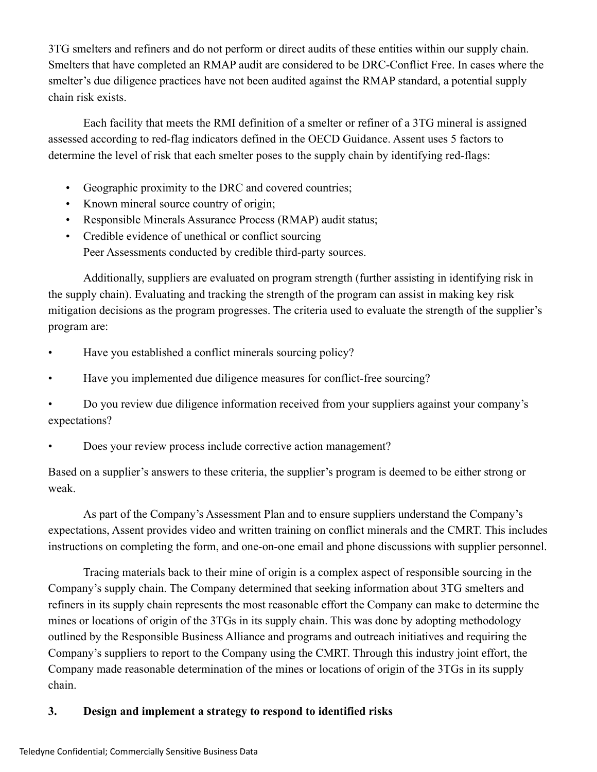3TG smelters and refiners and do not perform or direct audits of these entities within our supply chain. Smelters that have completed an RMAP audit are considered to be DRC-Conflict Free. In cases where the smelter's due diligence practices have not been audited against the RMAP standard, a potential supply chain risk exists.

Each facility that meets the RMI definition of a smelter or refiner of a 3TG mineral is assigned assessed according to red-flag indicators defined in the OECD Guidance. Assent uses 5 factors to determine the level of risk that each smelter poses to the supply chain by identifying red-flags:

- Geographic proximity to the DRC and covered countries;
- Known mineral source country of origin;
- Responsible Minerals Assurance Process (RMAP) audit status;
- Credible evidence of unethical or conflict sourcing
  Peer Assessments conducted by credible third-party sources.

Additionally, suppliers are evaluated on program strength (further assisting in identifying risk in the supply chain). Evaluating and tracking the strength of the program can assist in making key risk mitigation decisions as the program progresses. The criteria used to evaluate the strength of the supplier's program are:

- Have you established a conflict minerals sourcing policy?
- Have you implemented due diligence measures for conflict-free sourcing?
- Do you review due diligence information received from your suppliers against your company's expectations?
- Does your review process include corrective action management?

Based on a supplier's answers to these criteria, the supplier's program is deemed to be either strong or weak.

As part of the Company's Assessment Plan and to ensure suppliers understand the Company's expectations, Assent provides video and written training on conflict minerals and the CMRT. This includes instructions on completing the form, and one-on-one email and phone discussions with supplier personnel.

Tracing materials back to their mine of origin is a complex aspect of responsible sourcing in the Company's supply chain. The Company determined that seeking information about 3TG smelters and refiners in its supply chain represents the most reasonable effort the Company can make to determine the mines or locations of origin of the 3TGs in its supply chain. This was done by adopting methodology outlined by the Responsible Business Alliance and programs and outreach initiatives and requiring the Company's suppliers to report to the Company using the CMRT. Through this industry joint effort, the Company made reasonable determination of the mines or locations of origin of the 3TGs in its supply chain.

**3. Design and implement a strategy to respond to identified risks**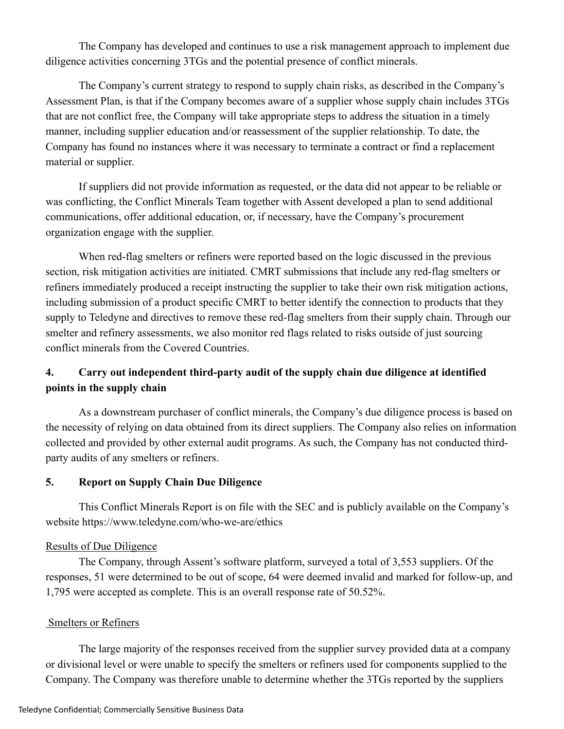The Company has developed and continues to use a risk management approach to implement due diligence activities concerning 3TGs and the potential presence of conflict minerals.

The Company's current strategy to respond to supply chain risks, as described in the Company's Assessment Plan, is that if the Company becomes aware of a supplier whose supply chain includes 3TGs that are not conflict free, the Company will take appropriate steps to address the situation in a timely manner, including supplier education and/or reassessment of the supplier relationship. To date, the Company has found no instances where it was necessary to terminate a contract or find a replacement material or supplier.

If suppliers did not provide information as requested, or the data did not appear to be reliable or was conflicting, the Conflict Minerals Team together with Assent developed a plan to send additional communications, offer additional education, or, if necessary, have the Company's procurement organization engage with the supplier.

When red-flag smelters or refiners were reported based on the logic discussed in the previous section, risk mitigation activities are initiated. CMRT submissions that include any red-flag smelters or refiners immediately produced a receipt instructing the supplier to take their own risk mitigation actions, including submission of a product specific CMRT to better identify the connection to products that they supply to Teledyne and directives to remove these red-flag smelters from their supply chain. Through our smelter and refinery assessments, we also monitor red flags related to risks outside of just sourcing conflict minerals from the Covered Countries.

### 4. Carry out independent third-party audit of the supply chain due diligence at identified points in the supply chain

As a downstream purchaser of conflict minerals, the Company's due diligence process is based on the necessity of relying on data obtained from its direct suppliers. The Company also relies on information collected and provided by other external audit programs. As such, the Company has not conducted third-party audits of any smelters or refiners.

### 5. Report on Supply Chain Due Diligence

This Conflict Minerals Report is on file with the SEC and is publicly available on the Company's website https://www.teledyne.com/who-we-are/ethics

Results of Due Diligence

The Company, through Assent's software platform, surveyed a total of 3,553 suppliers. Of the responses, 51 were determined to be out of scope, 64 were deemed invalid and marked for follow-up, and 1,795 were accepted as complete. This is an overall response rate of 50.52%.

Smelters or Refiners

The large majority of the responses received from the supplier survey provided data at a company or divisional level or were unable to specify the smelters or refiners used for components supplied to the Company. The Company was therefore unable to determine whether the 3TGs reported by the suppliers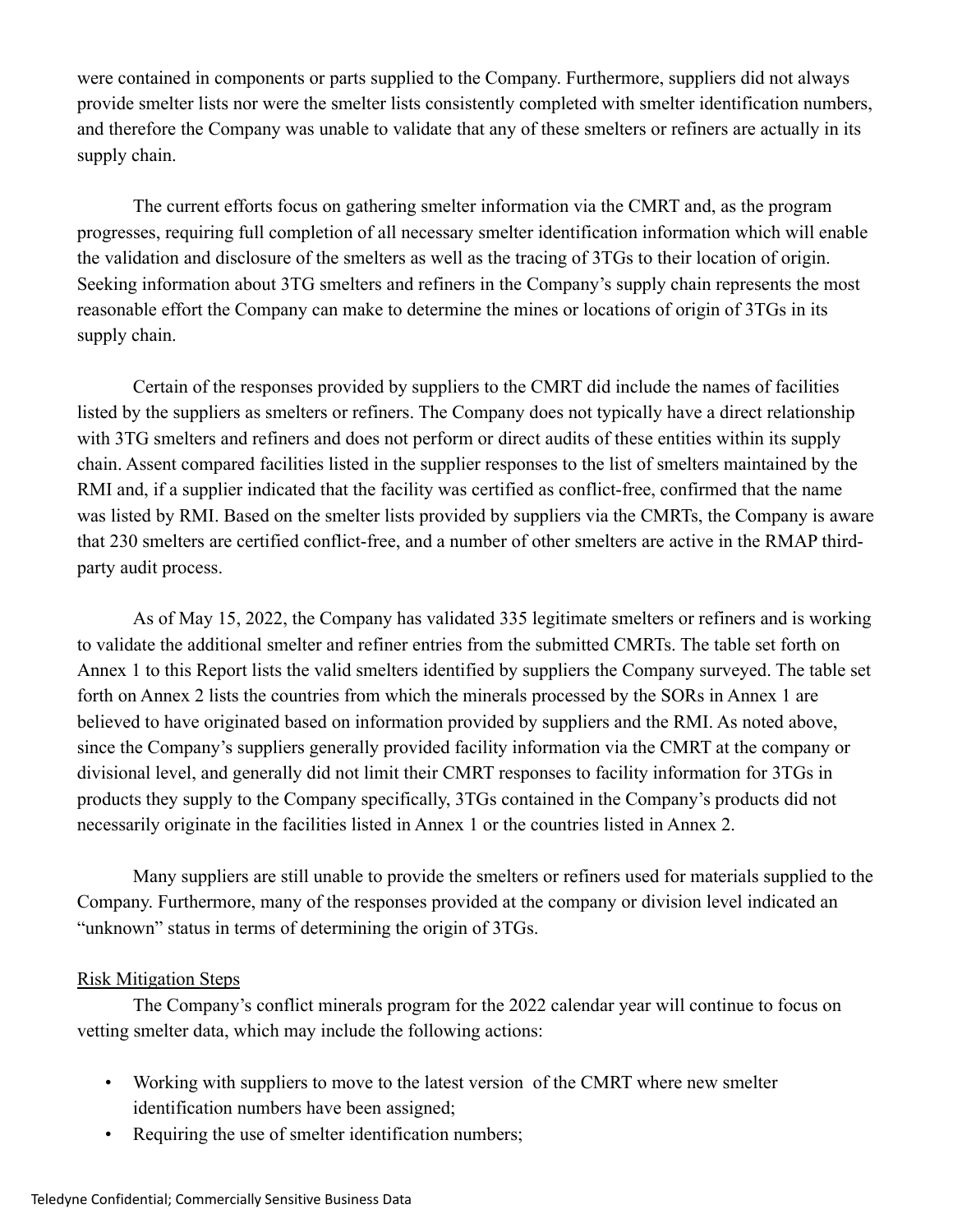were contained in components or parts supplied to the Company. Furthermore, suppliers did not always provide smelter lists nor were the smelter lists consistently completed with smelter identification numbers, and therefore the Company was unable to validate that any of these smelters or refiners are actually in its supply chain.

The current efforts focus on gathering smelter information via the CMRT and, as the program progresses, requiring full completion of all necessary smelter identification information which will enable the validation and disclosure of the smelters as well as the tracing of 3TGs to their location of origin. Seeking information about 3TG smelters and refiners in the Company's supply chain represents the most reasonable effort the Company can make to determine the mines or locations of origin of 3TGs in its supply chain.

Certain of the responses provided by suppliers to the CMRT did include the names of facilities listed by the suppliers as smelters or refiners. The Company does not typically have a direct relationship with 3TG smelters and refiners and does not perform or direct audits of these entities within its supply chain. Assent compared facilities listed in the supplier responses to the list of smelters maintained by the RMI and, if a supplier indicated that the facility was certified as conflict-free, confirmed that the name was listed by RMI. Based on the smelter lists provided by suppliers via the CMRTs, the Company is aware that 230 smelters are certified conflict-free, and a number of other smelters are active in the RMAP third-party audit process.

As of May 15, 2022, the Company has validated 335 legitimate smelters or refiners and is working to validate the additional smelter and refiner entries from the submitted CMRTs. The table set forth on Annex 1 to this Report lists the valid smelters identified by suppliers the Company surveyed. The table set forth on Annex 2 lists the countries from which the minerals processed by the SORs in Annex 1 are believed to have originated based on information provided by suppliers and the RMI. As noted above, since the Company's suppliers generally provided facility information via the CMRT at the company or divisional level, and generally did not limit their CMRT responses to facility information for 3TGs in products they supply to the Company specifically, 3TGs contained in the Company's products did not necessarily originate in the facilities listed in Annex 1 or the countries listed in Annex 2.

Many suppliers are still unable to provide the smelters or refiners used for materials supplied to the Company. Furthermore, many of the responses provided at the company or division level indicated an "unknown" status in terms of determining the origin of 3TGs.

Risk Mitigation Steps

The Company's conflict minerals program for the 2022 calendar year will continue to focus on vetting smelter data, which may include the following actions:

- Working with suppliers to move to the latest version of the CMRT where new smelter identification numbers have been assigned;
- Requiring the use of smelter identification numbers;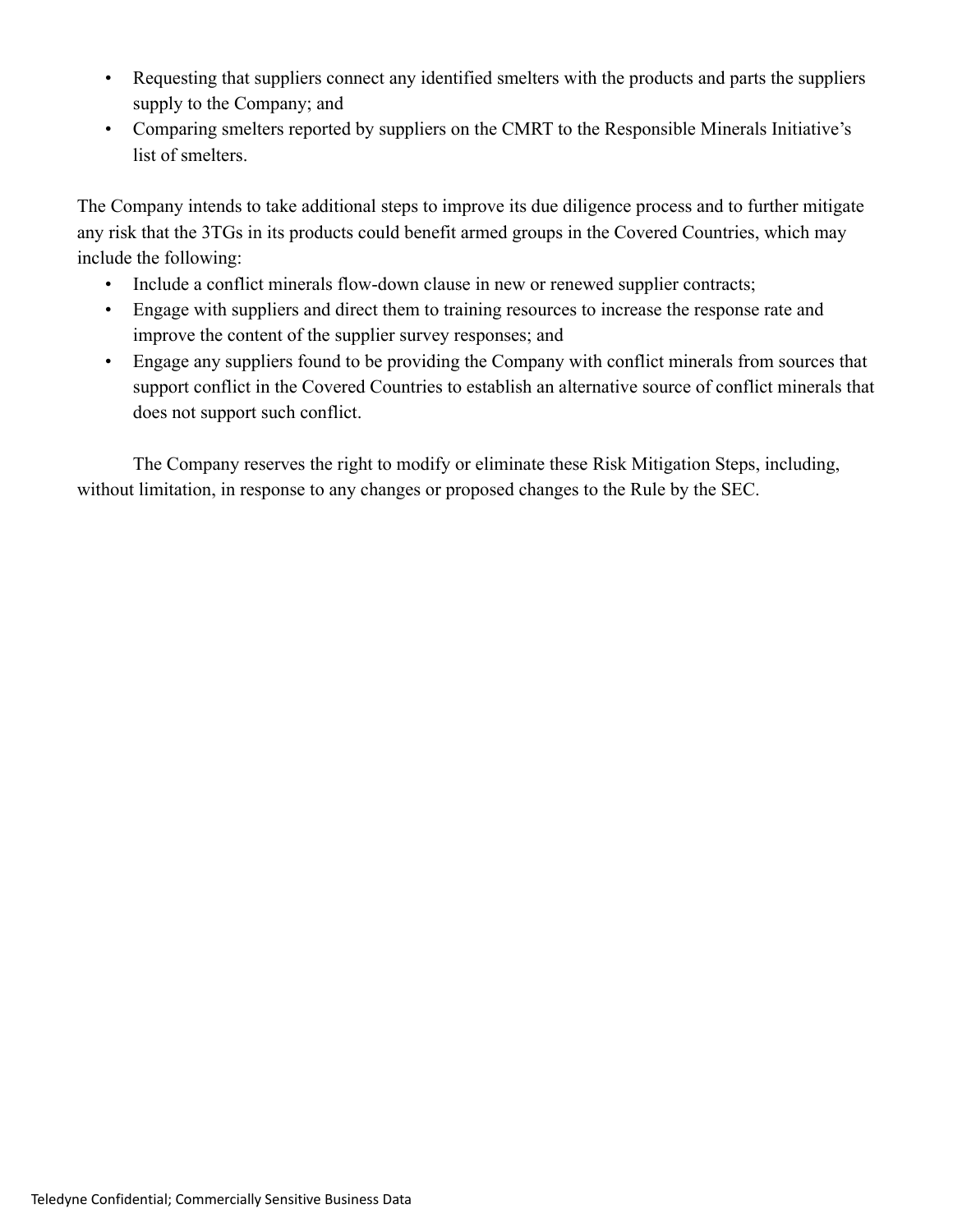- Requesting that suppliers connect any identified smelters with the products and parts the suppliers supply to the Company; and
- Comparing smelters reported by suppliers on the CMRT to the Responsible Minerals Initiative's list of smelters.

The Company intends to take additional steps to improve its due diligence process and to further mitigate any risk that the 3TGs in its products could benefit armed groups in the Covered Countries, which may include the following:

- Include a conflict minerals flow-down clause in new or renewed supplier contracts;
- Engage with suppliers and direct them to training resources to increase the response rate and improve the content of the supplier survey responses; and
- Engage any suppliers found to be providing the Company with conflict minerals from sources that support conflict in the Covered Countries to establish an alternative source of conflict minerals that does not support such conflict.

The Company reserves the right to modify or eliminate these Risk Mitigation Steps, including, without limitation, in response to any changes or proposed changes to the Rule by the SEC.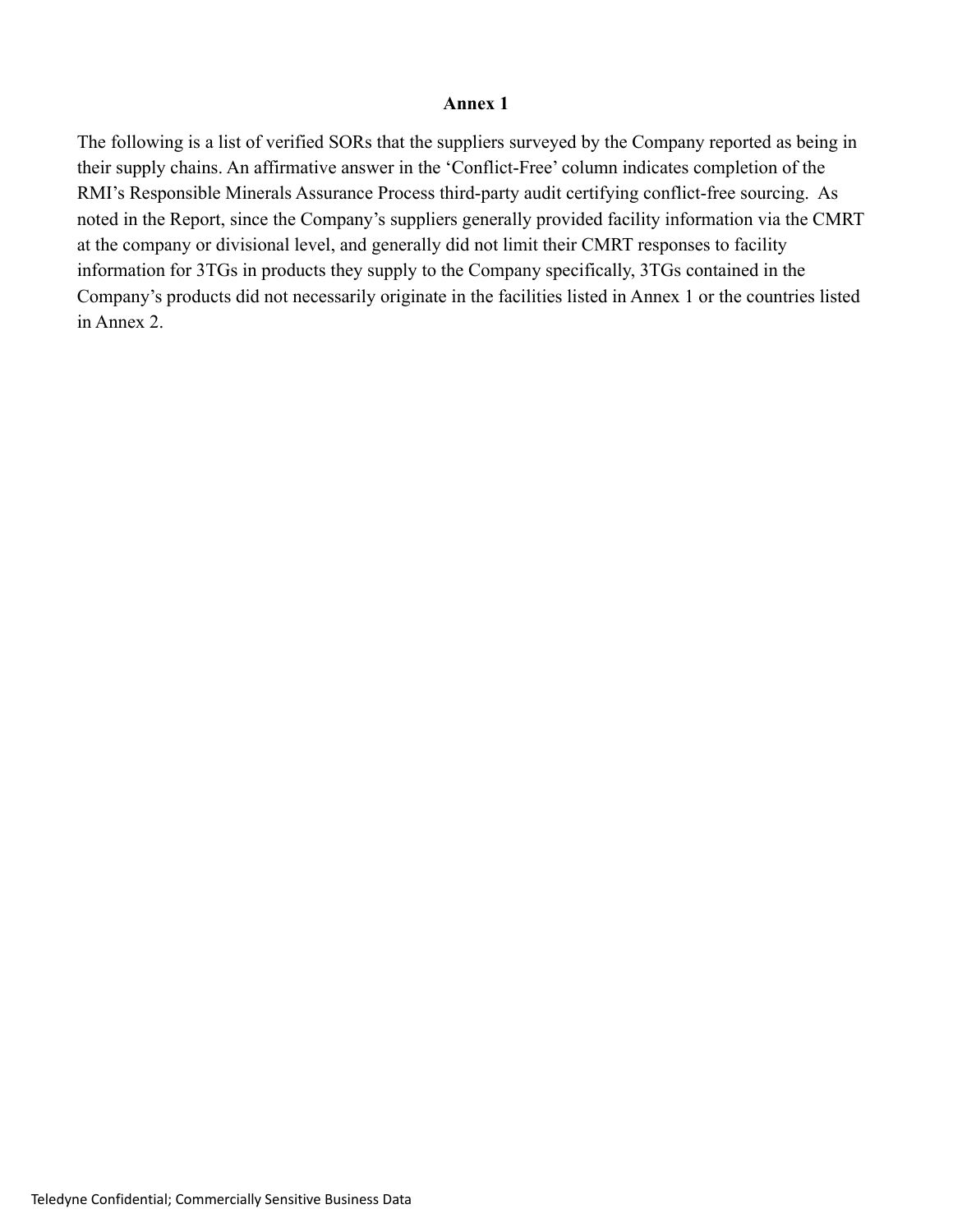# Annex 1

The following is a list of verified SORs that the suppliers surveyed by the Company reported as being in their supply chains. An affirmative answer in the 'Conflict-Free' column indicates completion of the RMI's Responsible Minerals Assurance Process third-party audit certifying conflict-free sourcing. As noted in the Report, since the Company's suppliers generally provided facility information via the CMRT at the company or divisional level, and generally did not limit their CMRT responses to facility information for 3TGs in products they supply to the Company specifically, 3TGs contained in the Company's products did not necessarily originate in the facilities listed in Annex 1 or the countries listed in Annex 2.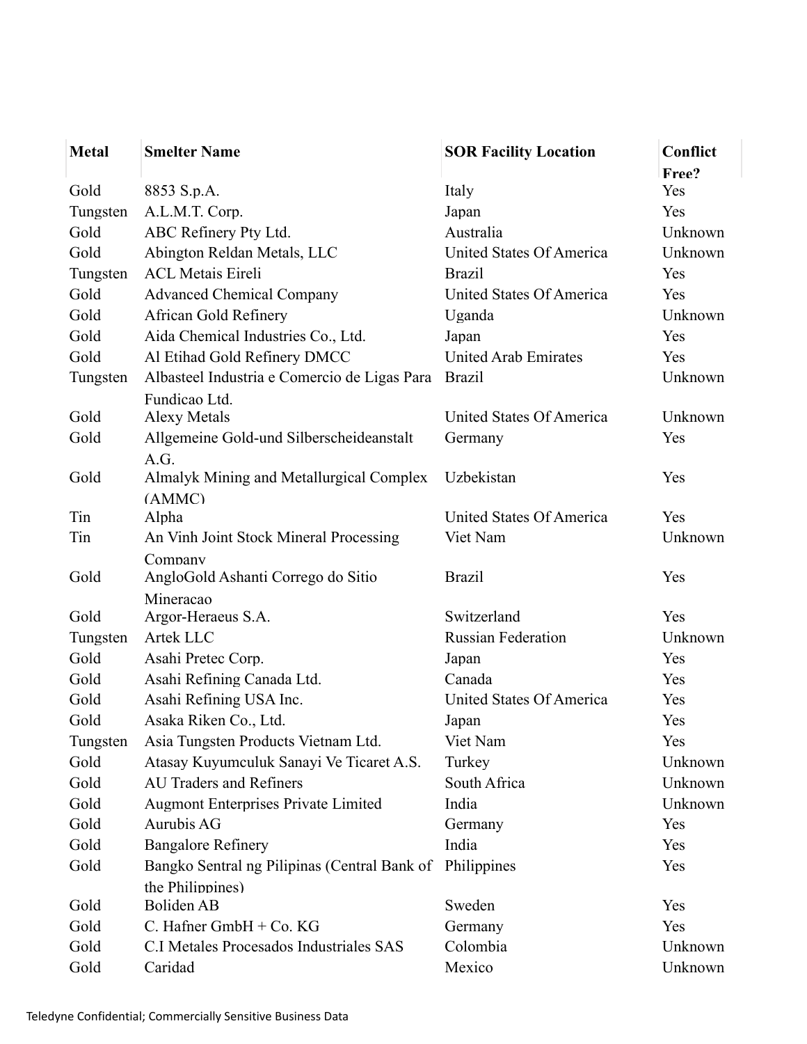| Metal | Smelter Name | SOR Facility Location | Conflict Free? |
| --- | --- | --- | --- |
| Gold | 8853 S.p.A. | Italy | Yes |
| Tungsten | A.L.M.T. Corp. | Japan | Yes |
| Gold | ABC Refinery Pty Ltd. | Australia | Unknown |
| Gold | Abington Reldan Metals, LLC | United States Of America | Unknown |
| Tungsten | ACL Metais Eireli | Brazil | Yes |
| Gold | Advanced Chemical Company | United States Of America | Yes |
| Gold | African Gold Refinery | Uganda | Unknown |
| Gold | Aida Chemical Industries Co., Ltd. | Japan | Yes |
| Gold | Al Etihad Gold Refinery DMCC | United Arab Emirates | Yes |
| Tungsten | Albasteel Industria e Comercio de Ligas Para Fundicao Ltd. | Brazil | Unknown |
| Gold | Alexy Metals | United States Of America | Unknown |
| Gold | Allgemeine Gold-und Silberscheideanstalt A.G. | Germany | Yes |
| Gold | Almalyk Mining and Metallurgical Complex (AMMC) | Uzbekistan | Yes |
| Tin | Alpha | United States Of America | Yes |
| Tin | An Vinh Joint Stock Mineral Processing Company | Viet Nam | Unknown |
| Gold | AngloGold Ashanti Corrego do Sitio Mineracao | Brazil | Yes |
| Gold | Argor-Heraeus S.A. | Switzerland | Yes |
| Tungsten | Artek LLC | Russian Federation | Unknown |
| Gold | Asahi Pretec Corp. | Japan | Yes |
| Gold | Asahi Refining Canada Ltd. | Canada | Yes |
| Gold | Asahi Refining USA Inc. | United States Of America | Yes |
| Gold | Asaka Riken Co., Ltd. | Japan | Yes |
| Tungsten | Asia Tungsten Products Vietnam Ltd. | Viet Nam | Yes |
| Gold | Atasay Kuyumculuk Sanayi Ve Ticaret A.S. | Turkey | Unknown |
| Gold | AU Traders and Refiners | South Africa | Unknown |
| Gold | Augmont Enterprises Private Limited | India | Unknown |
| Gold | Aurubis AG | Germany | Yes |
| Gold | Bangalore Refinery | India | Yes |
| Gold | Bangko Sentral ng Pilipinas (Central Bank of the Philippines) | Philippines | Yes |
| Gold | Boliden AB | Sweden | Yes |
| Gold | C. Hafner GmbH + Co. KG | Germany | Yes |
| Gold | C.I Metales Procesados Industriales SAS | Colombia | Unknown |
| Gold | Caridad | Mexico | Unknown |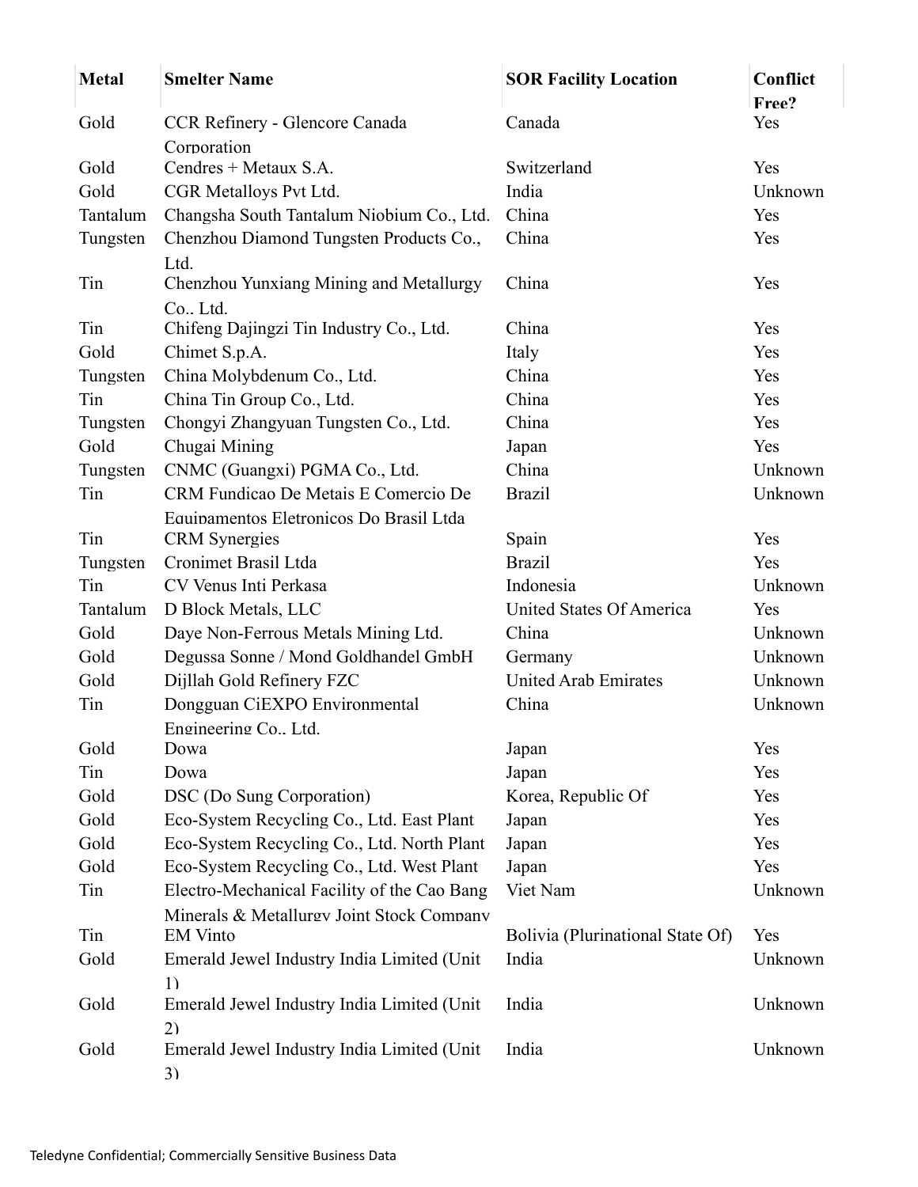| Metal | Smelter Name | SOR Facility Location | Conflict Free? |
|---|---|---|---|
| Gold | CCR Refinery - Glencore Canada Corporation | Canada | Yes |
| Gold | Cendres + Metaux S.A. | Switzerland | Yes |
| Gold | CGR Metalloys Pvt Ltd. | India | Unknown |
| Tantalum | Changsha South Tantalum Niobium Co., Ltd. | China | Yes |
| Tungsten | Chenzhou Diamond Tungsten Products Co., Ltd. | China | Yes |
| Tin | Chenzhou Yunxiang Mining and Metallurgy Co., Ltd. | China | Yes |
| Tin | Chifeng Dajingzi Tin Industry Co., Ltd. | China | Yes |
| Gold | Chimet S.p.A. | Italy | Yes |
| Tungsten | China Molybdenum Co., Ltd. | China | Yes |
| Tin | China Tin Group Co., Ltd. | China | Yes |
| Tungsten | Chongyi Zhangyuan Tungsten Co., Ltd. | China | Yes |
| Gold | Chugai Mining | Japan | Yes |
| Tungsten | CNMC (Guangxi) PGMA Co., Ltd. | China | Unknown |
| Tin | CRM Fundicao De Metais E Comercio De Equipamentos Eletronicos Do Brasil Ltda | Brazil | Unknown |
| Tin | CRM Synergies | Spain | Yes |
| Tungsten | Cronimet Brasil Ltda | Brazil | Yes |
| Tin | CV Venus Inti Perkasa | Indonesia | Unknown |
| Tantalum | D Block Metals, LLC | United States Of America | Yes |
| Gold | Daye Non-Ferrous Metals Mining Ltd. | China | Unknown |
| Gold | Degussa Sonne / Mond Goldhandel GmbH | Germany | Unknown |
| Gold | Dijllah Gold Refinery FZC | United Arab Emirates | Unknown |
| Tin | Dongguan CiEXPO Environmental Engineering Co., Ltd. | China | Unknown |
| Gold | Dowa | Japan | Yes |
| Tin | Dowa | Japan | Yes |
| Gold | DSC (Do Sung Corporation) | Korea, Republic Of | Yes |
| Gold | Eco-System Recycling Co., Ltd. East Plant | Japan | Yes |
| Gold | Eco-System Recycling Co., Ltd. North Plant | Japan | Yes |
| Gold | Eco-System Recycling Co., Ltd. West Plant | Japan | Yes |
| Tin | Electro-Mechanical Facility of the Cao Bang Minerals & Metallurgy Joint Stock Company | Viet Nam | Unknown |
| Tin | EM Vinto | Bolivia (Plurinational State Of) | Yes |
| Gold | Emerald Jewel Industry India Limited (Unit 1) | India | Unknown |
| Gold | Emerald Jewel Industry India Limited (Unit 2) | India | Unknown |
| Gold | Emerald Jewel Industry India Limited (Unit 3) | India | Unknown |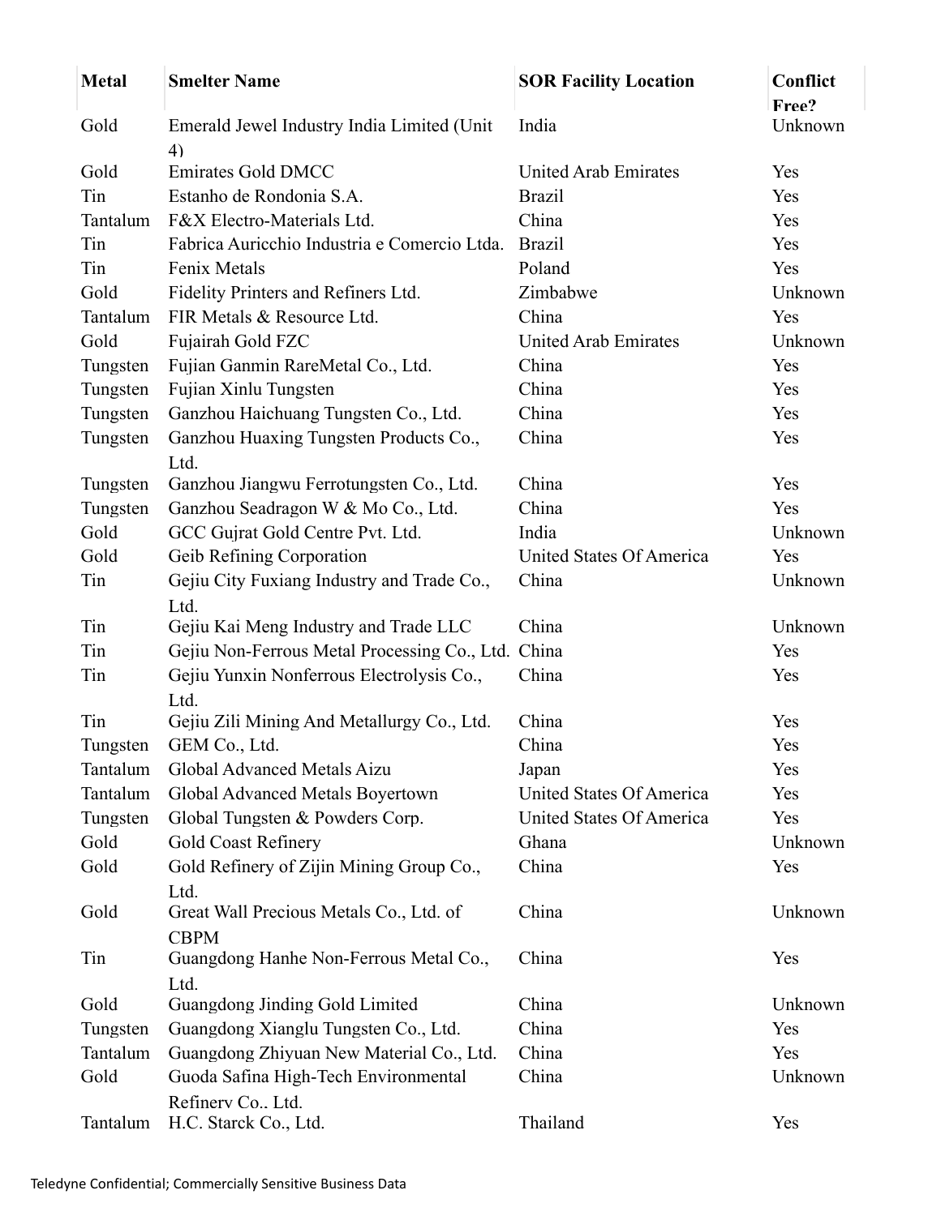| Metal | Smelter Name | SOR Facility Location | Conflict Free? |
|---|---|---|---|
| Gold | Emerald Jewel Industry India Limited (Unit 4) | India | Unknown |
| Gold | Emirates Gold DMCC | United Arab Emirates | Yes |
| Tin | Estanho de Rondonia S.A. | Brazil | Yes |
| Tantalum | F&X Electro-Materials Ltd. | China | Yes |
| Tin | Fabrica Auricchio Industria e Comercio Ltda. | Brazil | Yes |
| Tin | Fenix Metals | Poland | Yes |
| Gold | Fidelity Printers and Refiners Ltd. | Zimbabwe | Unknown |
| Tantalum | FIR Metals & Resource Ltd. | China | Yes |
| Gold | Fujairah Gold FZC | United Arab Emirates | Unknown |
| Tungsten | Fujian Ganmin RareMetal Co., Ltd. | China | Yes |
| Tungsten | Fujian Xinlu Tungsten | China | Yes |
| Tungsten | Ganzhou Haichuang Tungsten Co., Ltd. | China | Yes |
| Tungsten | Ganzhou Huaxing Tungsten Products Co., Ltd. | China | Yes |
| Tungsten | Ganzhou Jiangwu Ferrotungsten Co., Ltd. | China | Yes |
| Tungsten | Ganzhou Seadragon W & Mo Co., Ltd. | China | Yes |
| Gold | GCC Gujrat Gold Centre Pvt. Ltd. | India | Unknown |
| Gold | Geib Refining Corporation | United States Of America | Yes |
| Tin | Gejiu City Fuxiang Industry and Trade Co., Ltd. | China | Unknown |
| Tin | Gejiu Kai Meng Industry and Trade LLC | China | Unknown |
| Tin | Gejiu Non-Ferrous Metal Processing Co., Ltd. | China | Yes |
| Tin | Gejiu Yunxin Nonferrous Electrolysis Co., Ltd. | China | Yes |
| Tin | Gejiu Zili Mining And Metallurgy Co., Ltd. | China | Yes |
| Tungsten | GEM Co., Ltd. | China | Yes |
| Tantalum | Global Advanced Metals Aizu | Japan | Yes |
| Tantalum | Global Advanced Metals Boyertown | United States Of America | Yes |
| Tungsten | Global Tungsten & Powders Corp. | United States Of America | Yes |
| Gold | Gold Coast Refinery | Ghana | Unknown |
| Gold | Gold Refinery of Zijin Mining Group Co., Ltd. | China | Yes |
| Gold | Great Wall Precious Metals Co., Ltd. of CBPM | China | Unknown |
| Tin | Guangdong Hanhe Non-Ferrous Metal Co., Ltd. | China | Yes |
| Gold | Guangdong Jinding Gold Limited | China | Unknown |
| Tungsten | Guangdong Xianglu Tungsten Co., Ltd. | China | Yes |
| Tantalum | Guangdong Zhiyuan New Material Co., Ltd. | China | Yes |
| Gold | Guoda Safina High-Tech Environmental Refinery Co., Ltd. | China | Unknown |
| Tantalum | H.C. Starck Co., Ltd. | Thailand | Yes |

Teledyne Confidential; Commercially Sensitive Business Data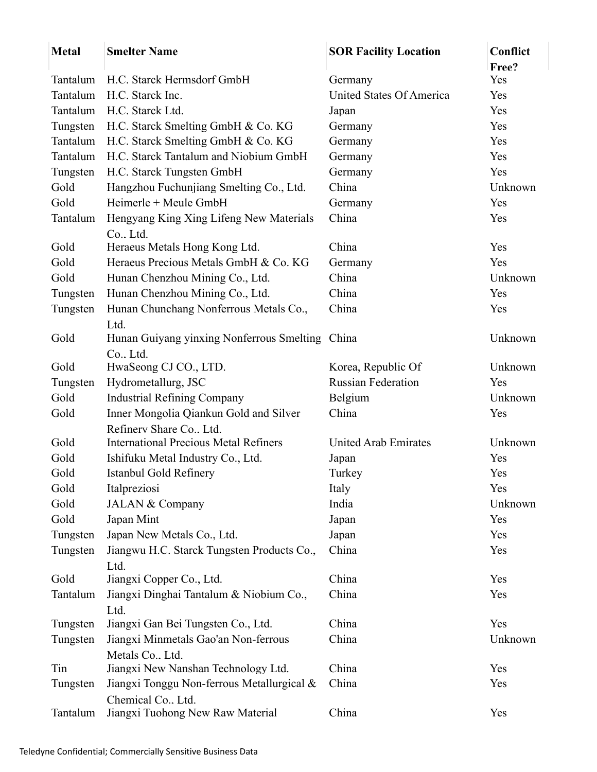| Metal | Smelter Name | SOR Facility Location | Conflict Free? |
|---|---|---|---|
| Tantalum | H.C. Starck Hermsdorf GmbH | Germany | Yes |
| Tantalum | H.C. Starck Inc. | United States Of America | Yes |
| Tantalum | H.C. Starck Ltd. | Japan | Yes |
| Tungsten | H.C. Starck Smelting GmbH & Co. KG | Germany | Yes |
| Tantalum | H.C. Starck Smelting GmbH & Co. KG | Germany | Yes |
| Tantalum | H.C. Starck Tantalum and Niobium GmbH | Germany | Yes |
| Tungsten | H.C. Starck Tungsten GmbH | Germany | Yes |
| Gold | Hangzhou Fuchunjiang Smelting Co., Ltd. | China | Unknown |
| Gold | Heimerle + Meule GmbH | Germany | Yes |
| Tantalum | Hengyang King Xing Lifeng New Materials Co.. Ltd. | China | Yes |
| Gold | Heraeus Metals Hong Kong Ltd. | China | Yes |
| Gold | Heraeus Precious Metals GmbH & Co. KG | Germany | Yes |
| Gold | Hunan Chenzhou Mining Co., Ltd. | China | Unknown |
| Tungsten | Hunan Chenzhou Mining Co., Ltd. | China | Yes |
| Tungsten | Hunan Chunchang Nonferrous Metals Co., Ltd. | China | Yes |
| Gold | Hunan Guiyang yinxing Nonferrous Smelting Co.. Ltd. | China | Unknown |
| Gold | HwaSeong CJ CO., LTD. | Korea, Republic Of | Unknown |
| Tungsten | Hydrometallurg, JSC | Russian Federation | Yes |
| Gold | Industrial Refining Company | Belgium | Unknown |
| Gold | Inner Mongolia Qiankun Gold and Silver Refinery Share Co.. Ltd. | China | Yes |
| Gold | International Precious Metal Refiners | United Arab Emirates | Unknown |
| Gold | Ishifuku Metal Industry Co., Ltd. | Japan | Yes |
| Gold | Istanbul Gold Refinery | Turkey | Yes |
| Gold | Italpreziosi | Italy | Yes |
| Gold | JALAN & Company | India | Unknown |
| Gold | Japan Mint | Japan | Yes |
| Tungsten | Japan New Metals Co., Ltd. | Japan | Yes |
| Tungsten | Jiangwu H.C. Starck Tungsten Products Co., Ltd. | China | Yes |
| Gold | Jiangxi Copper Co., Ltd. | China | Yes |
| Tantalum | Jiangxi Dinghai Tantalum & Niobium Co., Ltd. | China | Yes |
| Tungsten | Jiangxi Gan Bei Tungsten Co., Ltd. | China | Yes |
| Tungsten | Jiangxi Minmetals Gao'an Non-ferrous Metals Co.. Ltd. | China | Unknown |
| Tin | Jiangxi New Nanshan Technology Ltd. | China | Yes |
| Tungsten | Jiangxi Tonggu Non-ferrous Metallurgical & Chemical Co.. Ltd. | China | Yes |
| Tantalum | Jiangxi Tuohong New Raw Material | China | Yes |

Teledyne Confidential; Commercially Sensitive Business Data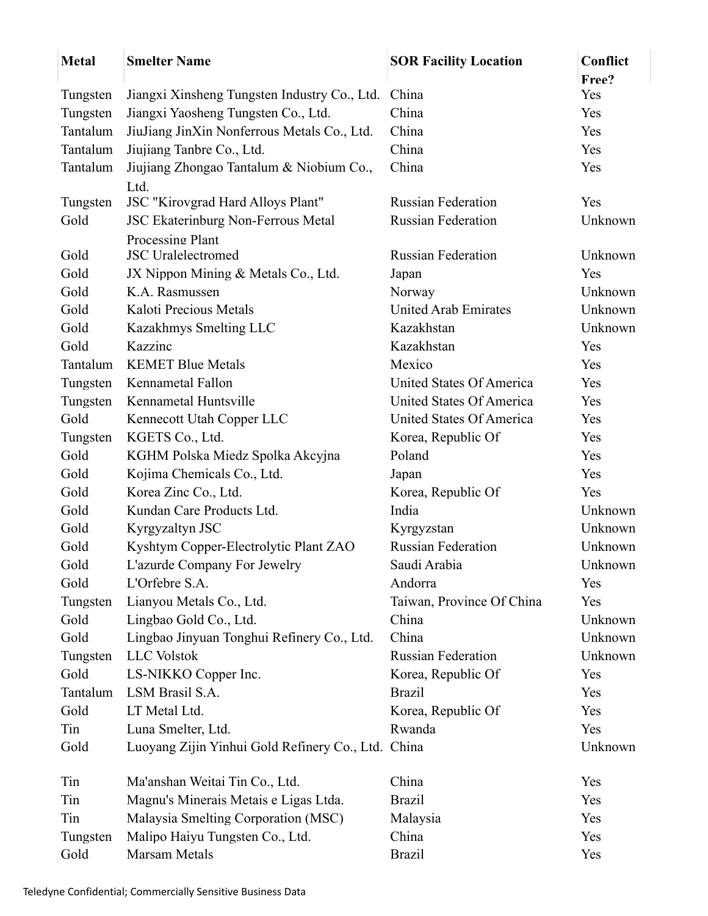| Metal | Smelter Name | SOR Facility Location | Conflict Free? |
| --- | --- | --- | --- |
| Tungsten | Jiangxi Xinsheng Tungsten Industry Co., Ltd. | China | Yes |
| Tungsten | Jiangxi Yaosheng Tungsten Co., Ltd. | China | Yes |
| Tantalum | JiuJiang JinXin Nonferrous Metals Co., Ltd. | China | Yes |
| Tantalum | Jiujiang Tanbre Co., Ltd. | China | Yes |
| Tantalum | Jiujiang Zhongao Tantalum & Niobium Co., Ltd. | China | Yes |
| Tungsten | JSC "Kirovgrad Hard Alloys Plant" | Russian Federation | Yes |
| Gold | JSC Ekaterinburg Non-Ferrous Metal Processing Plant | Russian Federation | Unknown |
| Gold | JSC Uralelectromed | Russian Federation | Unknown |
| Gold | JX Nippon Mining & Metals Co., Ltd. | Japan | Yes |
| Gold | K.A. Rasmussen | Norway | Unknown |
| Gold | Kaloti Precious Metals | United Arab Emirates | Unknown |
| Gold | Kazakhmys Smelting LLC | Kazakhstan | Unknown |
| Gold | Kazzinc | Kazakhstan | Yes |
| Tantalum | KEMET Blue Metals | Mexico | Yes |
| Tungsten | Kennametal Fallon | United States Of America | Yes |
| Tungsten | Kennametal Huntsville | United States Of America | Yes |
| Gold | Kennecott Utah Copper LLC | United States Of America | Yes |
| Tungsten | KGETS Co., Ltd. | Korea, Republic Of | Yes |
| Gold | KGHM Polska Miedz Spolka Akcyjna | Poland | Yes |
| Gold | Kojima Chemicals Co., Ltd. | Japan | Yes |
| Gold | Korea Zinc Co., Ltd. | Korea, Republic Of | Yes |
| Gold | Kundan Care Products Ltd. | India | Unknown |
| Gold | Kyrgyzaltyn JSC | Kyrgyzstan | Unknown |
| Gold | Kyshtym Copper-Electrolytic Plant ZAO | Russian Federation | Unknown |
| Gold | L'azurde Company For Jewelry | Saudi Arabia | Unknown |
| Gold | L'Orfebre S.A. | Andorra | Yes |
| Tungsten | Lianyou Metals Co., Ltd. | Taiwan, Province Of China | Yes |
| Gold | Lingbao Gold Co., Ltd. | China | Unknown |
| Gold | Lingbao Jinyuan Tonghui Refinery Co., Ltd. | China | Unknown |
| Tungsten | LLC Volstok | Russian Federation | Unknown |
| Gold | LS-NIKKO Copper Inc. | Korea, Republic Of | Yes |
| Tantalum | LSM Brasil S.A. | Brazil | Yes |
| Gold | LT Metal Ltd. | Korea, Republic Of | Yes |
| Tin | Luna Smelter, Ltd. | Rwanda | Yes |
| Gold | Luoyang Zijin Yinhui Gold Refinery Co., Ltd. | China | Unknown |
| Tin | Ma'anshan Weitai Tin Co., Ltd. | China | Yes |
| Tin | Magnu's Minerais Metais e Ligas Ltda. | Brazil | Yes |
| Tin | Malaysia Smelting Corporation (MSC) | Malaysia | Yes |
| Tungsten | Malipo Haiyu Tungsten Co., Ltd. | China | Yes |
| Gold | Marsam Metals | Brazil | Yes |

Teledyne Confidential; Commercially Sensitive Business Data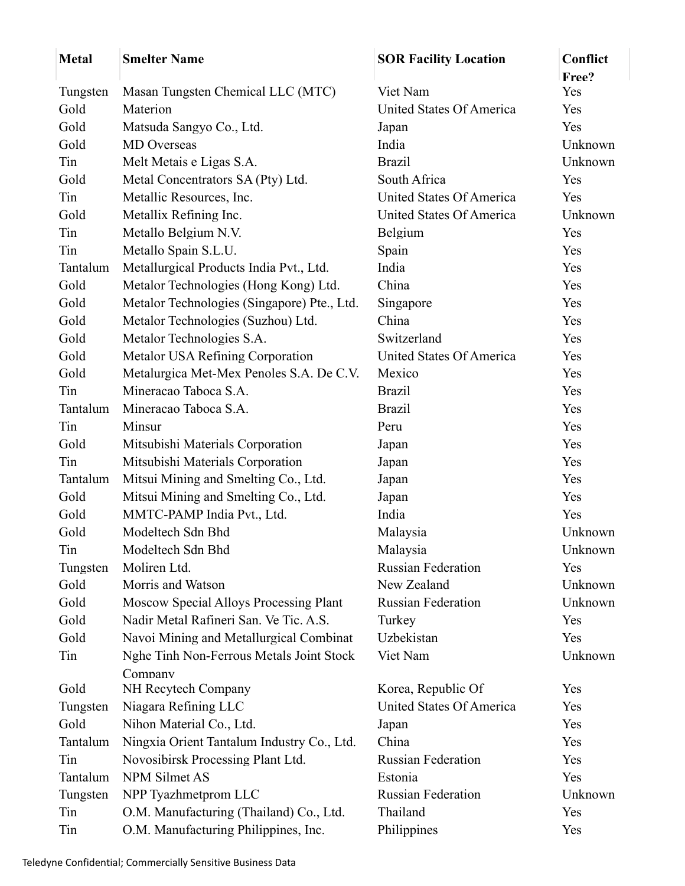| Metal | Smelter Name | SOR Facility Location | Conflict Free? |
|---|---|---|---|
| Tungsten | Masan Tungsten Chemical LLC (MTC) | Viet Nam | Yes |
| Gold | Materion | United States Of America | Yes |
| Gold | Matsuda Sangyo Co., Ltd. | Japan | Yes |
| Gold | MD Overseas | India | Unknown |
| Tin | Melt Metais e Ligas S.A. | Brazil | Unknown |
| Gold | Metal Concentrators SA (Pty) Ltd. | South Africa | Yes |
| Tin | Metallic Resources, Inc. | United States Of America | Yes |
| Gold | Metallix Refining Inc. | United States Of America | Unknown |
| Tin | Metallo Belgium N.V. | Belgium | Yes |
| Tin | Metallo Spain S.L.U. | Spain | Yes |
| Tantalum | Metallurgical Products India Pvt., Ltd. | India | Yes |
| Gold | Metalor Technologies (Hong Kong) Ltd. | China | Yes |
| Gold | Metalor Technologies (Singapore) Pte., Ltd. | Singapore | Yes |
| Gold | Metalor Technologies (Suzhou) Ltd. | China | Yes |
| Gold | Metalor Technologies S.A. | Switzerland | Yes |
| Gold | Metalor USA Refining Corporation | United States Of America | Yes |
| Gold | Metalurgica Met-Mex Penoles S.A. De C.V. | Mexico | Yes |
| Tin | Mineracao Taboca S.A. | Brazil | Yes |
| Tantalum | Mineracao Taboca S.A. | Brazil | Yes |
| Tin | Minsur | Peru | Yes |
| Gold | Mitsubishi Materials Corporation | Japan | Yes |
| Tin | Mitsubishi Materials Corporation | Japan | Yes |
| Tantalum | Mitsui Mining and Smelting Co., Ltd. | Japan | Yes |
| Gold | Mitsui Mining and Smelting Co., Ltd. | Japan | Yes |
| Gold | MMTC-PAMP India Pvt., Ltd. | India | Yes |
| Gold | Modeltech Sdn Bhd | Malaysia | Unknown |
| Tin | Modeltech Sdn Bhd | Malaysia | Unknown |
| Tungsten | Moliren Ltd. | Russian Federation | Yes |
| Gold | Morris and Watson | New Zealand | Unknown |
| Gold | Moscow Special Alloys Processing Plant | Russian Federation | Unknown |
| Gold | Nadir Metal Rafineri San. Ve Tic. A.S. | Turkey | Yes |
| Gold | Navoi Mining and Metallurgical Combinat | Uzbekistan | Yes |
| Tin | Nghe Tinh Non-Ferrous Metals Joint Stock Company | Viet Nam | Unknown |
| Gold | NH Recytech Company | Korea, Republic Of | Yes |
| Tungsten | Niagara Refining LLC | United States Of America | Yes |
| Gold | Nihon Material Co., Ltd. | Japan | Yes |
| Tantalum | Ningxia Orient Tantalum Industry Co., Ltd. | China | Yes |
| Tin | Novosibirsk Processing Plant Ltd. | Russian Federation | Yes |
| Tantalum | NPM Silmet AS | Estonia | Yes |
| Tungsten | NPP Tyazhmetprom LLC | Russian Federation | Unknown |
| Tin | O.M. Manufacturing (Thailand) Co., Ltd. | Thailand | Yes |
| Tin | O.M. Manufacturing Philippines, Inc. | Philippines | Yes |

Teledyne Confidential; Commercially Sensitive Business Data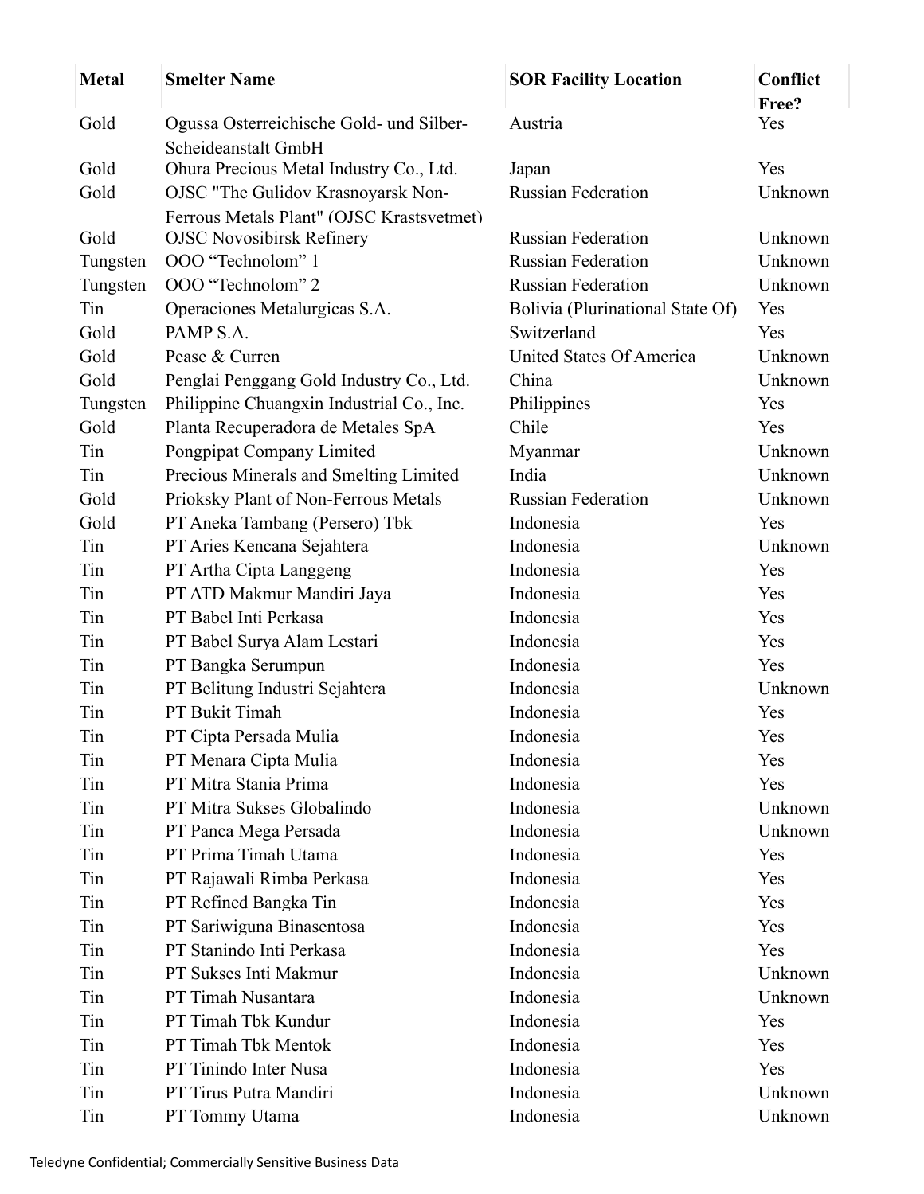| Metal | Smelter Name | SOR Facility Location | Conflict Free? |
|---|---|---|---|
| Gold | Ogussa Osterreichische Gold- und Silber-Scheideanstalt GmbH | Austria | Yes |
| Gold | Ohura Precious Metal Industry Co., Ltd. | Japan | Yes |
| Gold | OJSC "The Gulidov Krasnoyarsk Non-Ferrous Metals Plant" (OJSC Krastsvetmet) | Russian Federation | Unknown |
| Gold | OJSC Novosibirsk Refinery | Russian Federation | Unknown |
| Tungsten | OOO “Technolom” 1 | Russian Federation | Unknown |
| Tungsten | OOO “Technolom” 2 | Russian Federation | Unknown |
| Tin | Operaciones Metalurgicas S.A. | Bolivia (Plurinational State Of) | Yes |
| Gold | PAMP S.A. | Switzerland | Yes |
| Gold | Pease & Curren | United States Of America | Unknown |
| Gold | Penglai Penggang Gold Industry Co., Ltd. | China | Unknown |
| Tungsten | Philippine Chuangxin Industrial Co., Inc. | Philippines | Yes |
| Gold | Planta Recuperadora de Metales SpA | Chile | Yes |
| Tin | Pongpipat Company Limited | Myanmar | Unknown |
| Tin | Precious Minerals and Smelting Limited | India | Unknown |
| Gold | Prioksky Plant of Non-Ferrous Metals | Russian Federation | Unknown |
| Gold | PT Aneka Tambang (Persero) Tbk | Indonesia | Yes |
| Tin | PT Aries Kencana Sejahtera | Indonesia | Unknown |
| Tin | PT Artha Cipta Langgeng | Indonesia | Yes |
| Tin | PT ATD Makmur Mandiri Jaya | Indonesia | Yes |
| Tin | PT Babel Inti Perkasa | Indonesia | Yes |
| Tin | PT Babel Surya Alam Lestari | Indonesia | Yes |
| Tin | PT Bangka Serumpun | Indonesia | Yes |
| Tin | PT Belitung Industri Sejahtera | Indonesia | Unknown |
| Tin | PT Bukit Timah | Indonesia | Yes |
| Tin | PT Cipta Persada Mulia | Indonesia | Yes |
| Tin | PT Menara Cipta Mulia | Indonesia | Yes |
| Tin | PT Mitra Stania Prima | Indonesia | Yes |
| Tin | PT Mitra Sukses Globalindo | Indonesia | Unknown |
| Tin | PT Panca Mega Persada | Indonesia | Unknown |
| Tin | PT Prima Timah Utama | Indonesia | Yes |
| Tin | PT Rajawali Rimba Perkasa | Indonesia | Yes |
| Tin | PT Refined Bangka Tin | Indonesia | Yes |
| Tin | PT Sariwiguna Binasentosa | Indonesia | Yes |
| Tin | PT Stanindo Inti Perkasa | Indonesia | Yes |
| Tin | PT Sukses Inti Makmur | Indonesia | Unknown |
| Tin | PT Timah Nusantara | Indonesia | Unknown |
| Tin | PT Timah Tbk Kundur | Indonesia | Yes |
| Tin | PT Timah Tbk Mentok | Indonesia | Yes |
| Tin | PT Tinindo Inter Nusa | Indonesia | Yes |
| Tin | PT Tirus Putra Mandiri | Indonesia | Unknown |
| Tin | PT Tommy Utama | Indonesia | Unknown |

Teledyne Confidential; Commercially Sensitive Business Data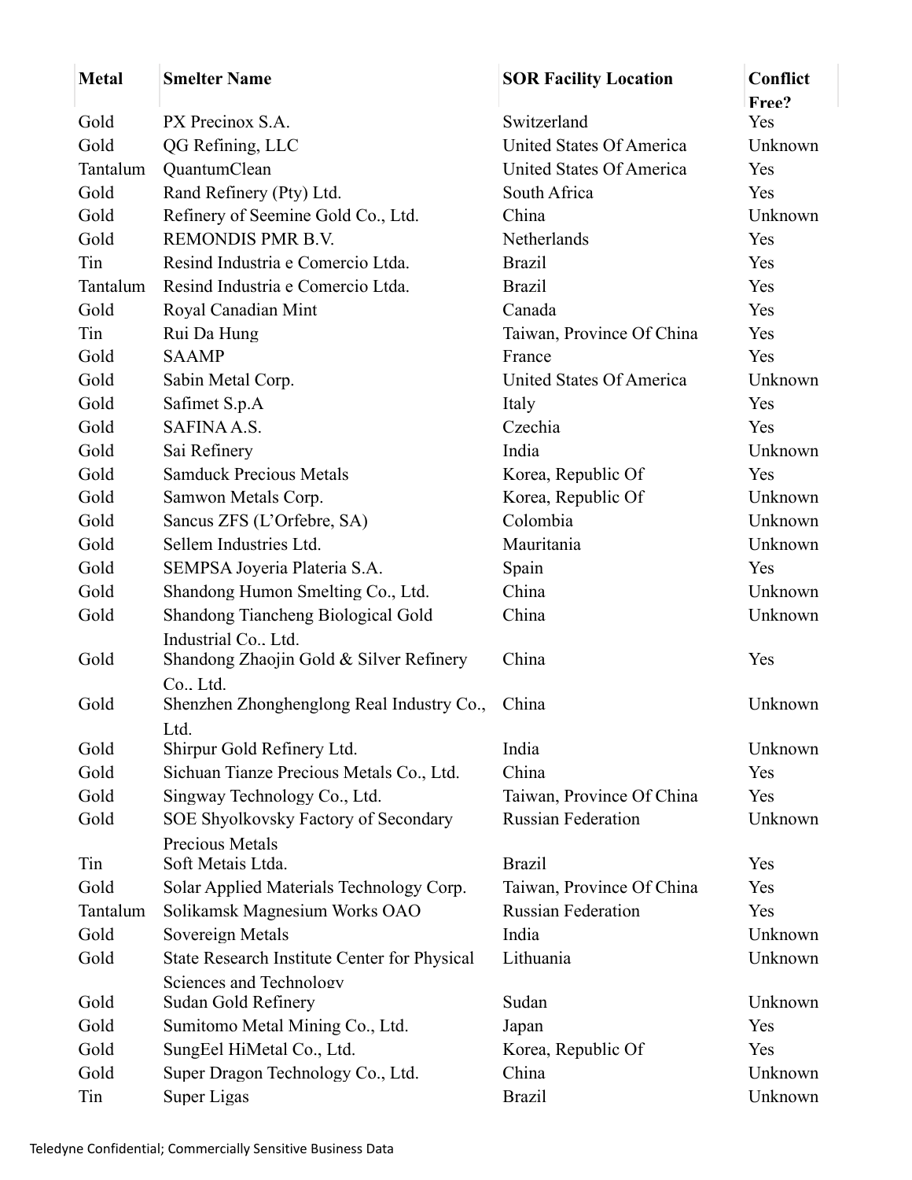| Metal | Smelter Name | SOR Facility Location | Conflict Free? |
|---|---|---|---|
| Gold | PX Precinox S.A. | Switzerland | Yes |
| Gold | QG Refining, LLC | United States Of America | Unknown |
| Tantalum | QuantumClean | United States Of America | Yes |
| Gold | Rand Refinery (Pty) Ltd. | South Africa | Yes |
| Gold | Refinery of Seemine Gold Co., Ltd. | China | Unknown |
| Gold | REMONDIS PMR B.V. | Netherlands | Yes |
| Tin | Resind Industria e Comercio Ltda. | Brazil | Yes |
| Tantalum | Resind Industria e Comercio Ltda. | Brazil | Yes |
| Gold | Royal Canadian Mint | Canada | Yes |
| Tin | Rui Da Hung | Taiwan, Province Of China | Yes |
| Gold | SAAMP | France | Yes |
| Gold | Sabin Metal Corp. | United States Of America | Unknown |
| Gold | Safimet S.p.A | Italy | Yes |
| Gold | SAFINA A.S. | Czechia | Yes |
| Gold | Sai Refinery | India | Unknown |
| Gold | Samduck Precious Metals | Korea, Republic Of | Yes |
| Gold | Samwon Metals Corp. | Korea, Republic Of | Unknown |
| Gold | Sancus ZFS (L'Orfebre, SA) | Colombia | Unknown |
| Gold | Sellem Industries Ltd. | Mauritania | Unknown |
| Gold | SEMPSA Joyeria Plateria S.A. | Spain | Yes |
| Gold | Shandong Humon Smelting Co., Ltd. | China | Unknown |
| Gold | Shandong Tiancheng Biological Gold Industrial Co.. Ltd. | China | Unknown |
| Gold | Shandong Zhaojin Gold & Silver Refinery Co.. Ltd. | China | Yes |
| Gold | Shenzhen Zhonghenglong Real Industry Co., Ltd. | China | Unknown |
| Gold | Shirpur Gold Refinery Ltd. | India | Unknown |
| Gold | Sichuan Tianze Precious Metals Co., Ltd. | China | Yes |
| Gold | Singway Technology Co., Ltd. | Taiwan, Province Of China | Yes |
| Gold | SOE Shyolkovsky Factory of Secondary Precious Metals | Russian Federation | Unknown |
| Tin | Soft Metais Ltda. | Brazil | Yes |
| Gold | Solar Applied Materials Technology Corp. | Taiwan, Province Of China | Yes |
| Tantalum | Solikamsk Magnesium Works OAO | Russian Federation | Yes |
| Gold | Sovereign Metals | India | Unknown |
| Gold | State Research Institute Center for Physical Sciences and Technology | Lithuania | Unknown |
| Gold | Sudan Gold Refinery | Sudan | Unknown |
| Gold | Sumitomo Metal Mining Co., Ltd. | Japan | Yes |
| Gold | SungEel HiMetal Co., Ltd. | Korea, Republic Of | Yes |
| Gold | Super Dragon Technology Co., Ltd. | China | Unknown |
| Tin | Super Ligas | Brazil | Unknown |

Teledyne Confidential; Commercially Sensitive Business Data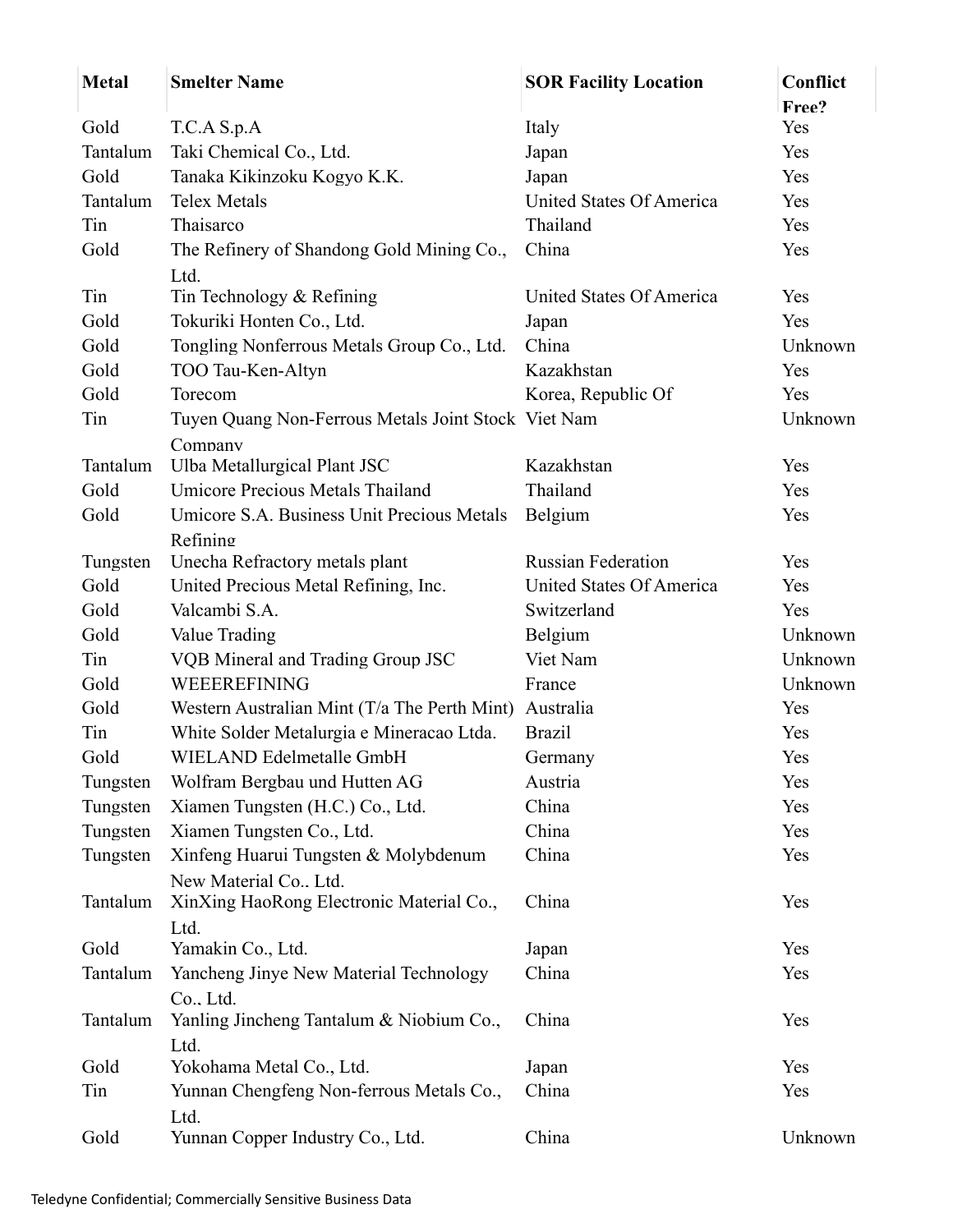| Metal | Smelter Name | SOR Facility Location | Conflict Free? |
| --- | --- | --- | --- |
| Gold | T.C.A S.p.A | Italy | Yes |
| Tantalum | Taki Chemical Co., Ltd. | Japan | Yes |
| Gold | Tanaka Kikinzoku Kogyo K.K. | Japan | Yes |
| Tantalum | Telex Metals | United States Of America | Yes |
| Tin | Thaisarco | Thailand | Yes |
| Gold | The Refinery of Shandong Gold Mining Co., Ltd. | China | Yes |
| Tin | Tin Technology & Refining | United States Of America | Yes |
| Gold | Tokuriki Honten Co., Ltd. | Japan | Yes |
| Gold | Tongling Nonferrous Metals Group Co., Ltd. | China | Unknown |
| Gold | TOO Tau-Ken-Altyn | Kazakhstan | Yes |
| Gold | Torecom | Korea, Republic Of | Yes |
| Tin | Tuyen Quang Non-Ferrous Metals Joint Stock Company | Viet Nam | Unknown |
| Tantalum | Ulba Metallurgical Plant JSC | Kazakhstan | Yes |
| Gold | Umicore Precious Metals Thailand | Thailand | Yes |
| Gold | Umicore S.A. Business Unit Precious Metals Refining | Belgium | Yes |
| Tungsten | Unecha Refractory metals plant | Russian Federation | Yes |
| Gold | United Precious Metal Refining, Inc. | United States Of America | Yes |
| Gold | Valcambi S.A. | Switzerland | Yes |
| Gold | Value Trading | Belgium | Unknown |
| Tin | VQB Mineral and Trading Group JSC | Viet Nam | Unknown |
| Gold | WEEEREFINING | France | Unknown |
| Gold | Western Australian Mint (T/a The Perth Mint) | Australia | Yes |
| Tin | White Solder Metalurgia e Mineracao Ltda. | Brazil | Yes |
| Gold | WIELAND Edelmetalle GmbH | Germany | Yes |
| Tungsten | Wolfram Bergbau und Hutten AG | Austria | Yes |
| Tungsten | Xiamen Tungsten (H.C.) Co., Ltd. | China | Yes |
| Tungsten | Xiamen Tungsten Co., Ltd. | China | Yes |
| Tungsten | Xinfeng Huarui Tungsten & Molybdenum New Material Co.. Ltd. | China | Yes |
| Tantalum | XinXing HaoRong Electronic Material Co., Ltd. | China | Yes |
| Gold | Yamakin Co., Ltd. | Japan | Yes |
| Tantalum | Yancheng Jinye New Material Technology Co., Ltd. | China | Yes |
| Tantalum | Yanling Jincheng Tantalum & Niobium Co., Ltd. | China | Yes |
| Gold | Yokohama Metal Co., Ltd. | Japan | Yes |
| Tin | Yunnan Chengfeng Non-ferrous Metals Co., Ltd. | China | Yes |
| Gold | Yunnan Copper Industry Co., Ltd. | China | Unknown |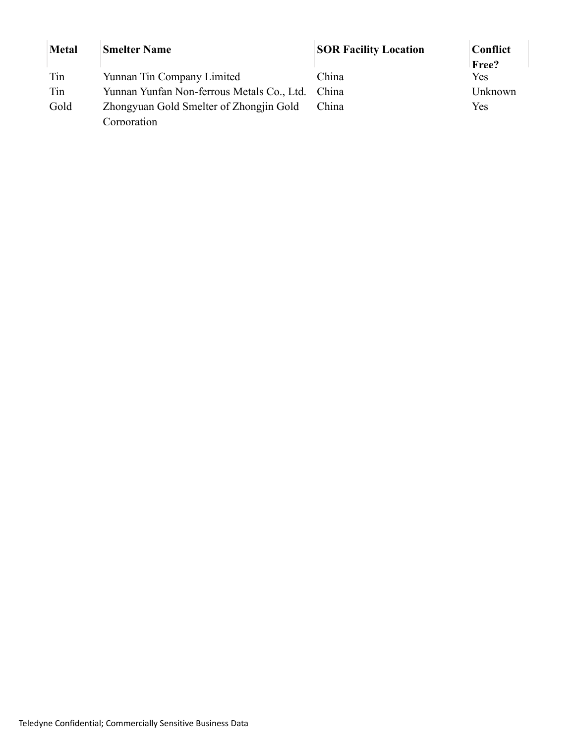| Metal | Smelter Name | SOR Facility Location | Conflict Free? |
|---|---|---|---|
| Tin | Yunnan Tin Company Limited | China | Yes |
| Tin | Yunnan Yunfan Non-ferrous Metals Co., Ltd. | China | Unknown |
| Gold | Zhongyuan Gold Smelter of Zhongjin Gold Corporation | China | Yes |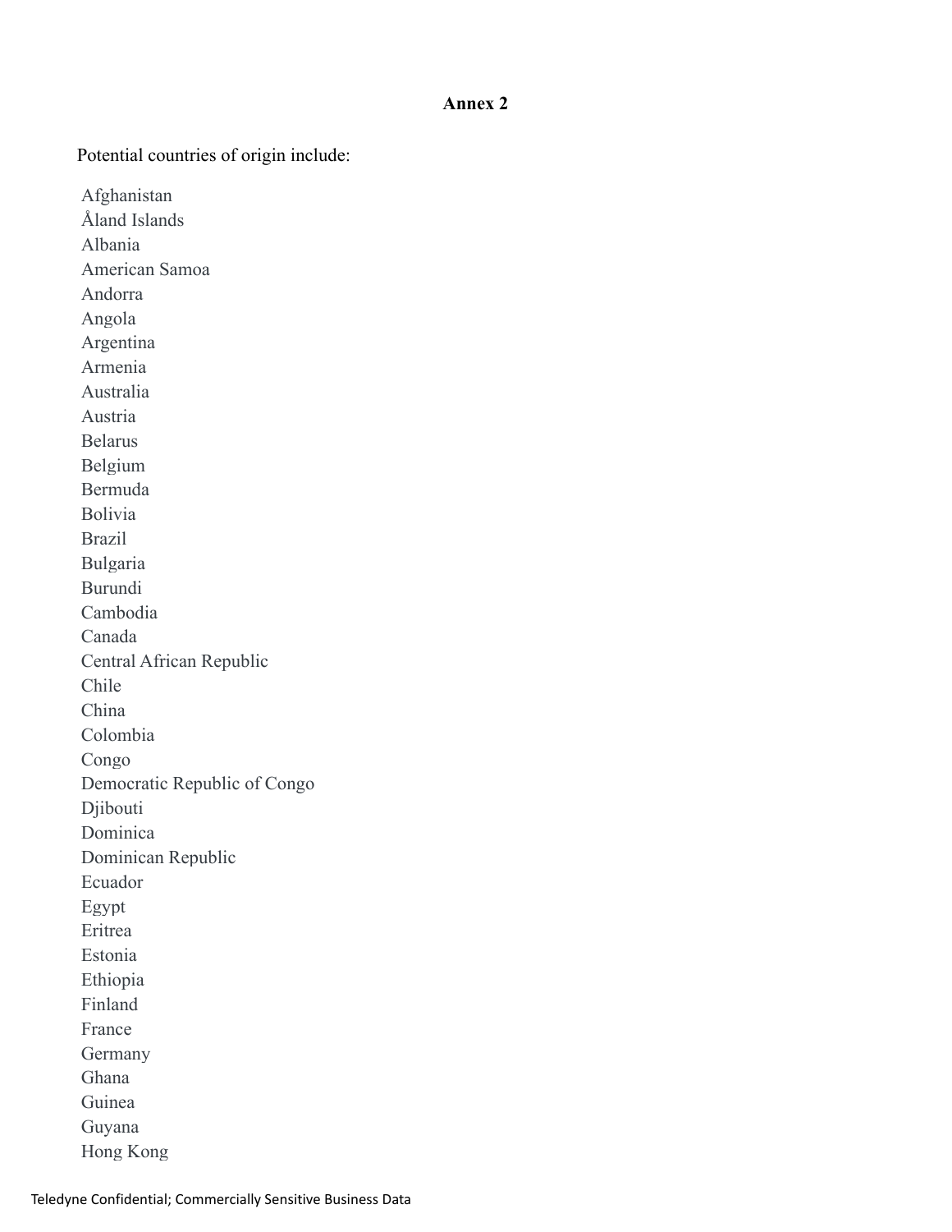**Annex 2**

Potential countries of origin include:

Afghanistan
Åland Islands
Albania
American Samoa
Andorra
Angola
Argentina
Armenia
Australia
Austria
Belarus
Belgium
Bermuda
Bolivia
Brazil
Bulgaria
Burundi
Cambodia
Canada
Central African Republic
Chile
China
Colombia
Congo
Democratic Republic of Congo
Djibouti
Dominica
Dominican Republic
Ecuador
Egypt
Eritrea
Estonia
Ethiopia
Finland
France
Germany
Ghana
Guinea
Guyana
Hong Kong

Teledyne Confidential; Commercially Sensitive Business Data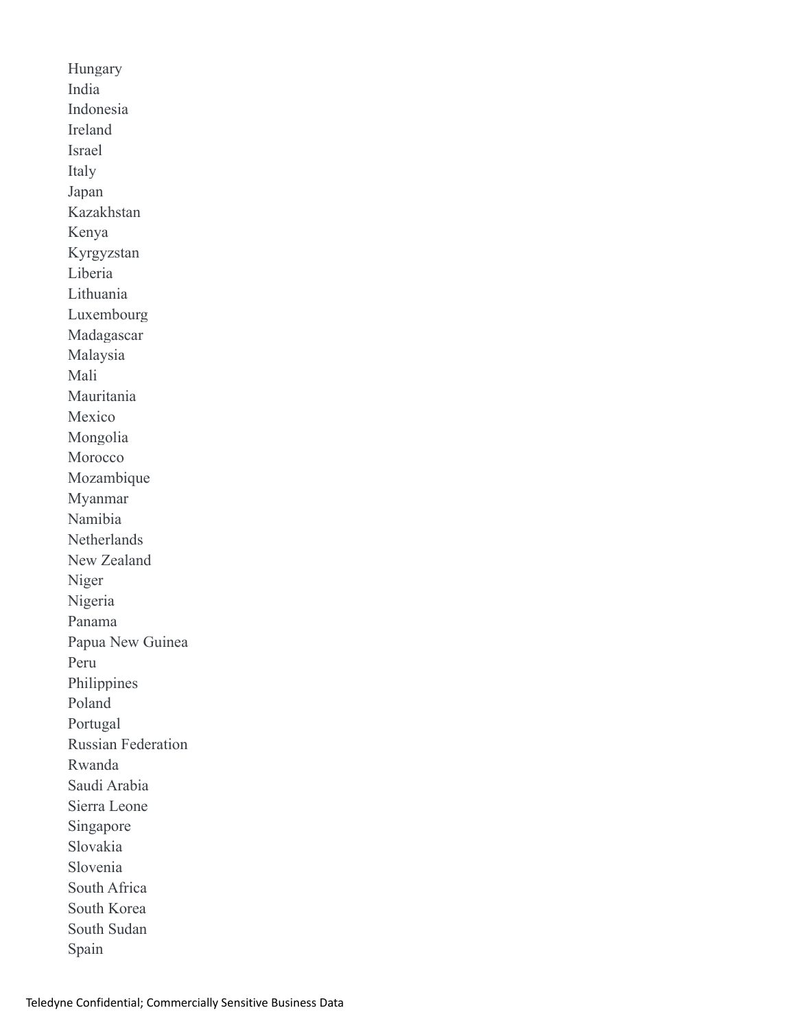Hungary
India
Indonesia
Ireland
Israel
Italy
Japan
Kazakhstan
Kenya
Kyrgyzstan
Liberia
Lithuania
Luxembourg
Madagascar
Malaysia
Mali
Mauritania
Mexico
Mongolia
Morocco
Mozambique
Myanmar
Namibia
Netherlands
New Zealand
Niger
Nigeria
Panama
Papua New Guinea
Peru
Philippines
Poland
Portugal
Russian Federation
Rwanda
Saudi Arabia
Sierra Leone
Singapore
Slovakia
Slovenia
South Africa
South Korea
South Sudan
Spain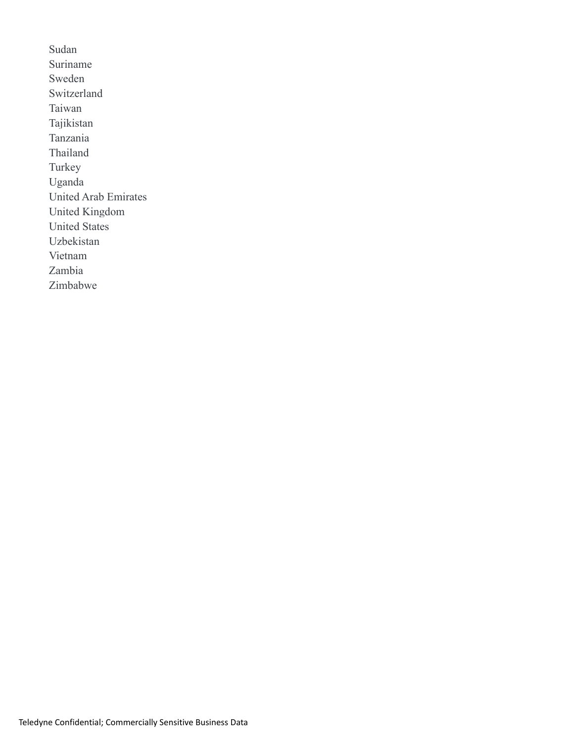Sudan
Suriname
Sweden
Switzerland
Taiwan
Tajikistan
Tanzania
Thailand
Turkey
Uganda
United Arab Emirates
United Kingdom
United States
Uzbekistan
Vietnam
Zambia
Zimbabwe